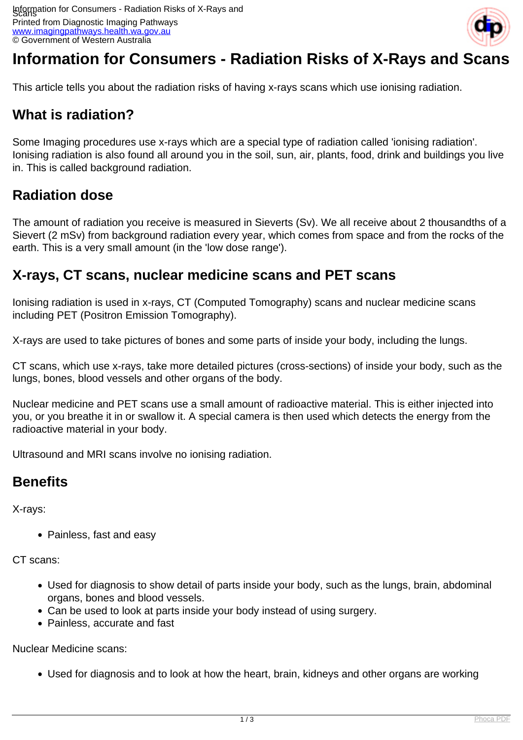# Information for Consumers - Radiation Risks of X-Rays and Scans

This article tells you about the radiation risks of having x-rays scans which use ionising radiation.

## What is radiation?

Some Imaging procedures use x-rays which are a special type of radiation called 'ionising radiation'. Ionising radiation is also found all around you in the soil, sun, air, plants, food, drink and buildings you live in. This is called background radiation.

## Radiation dose

The amount of radiation you receive is measured in Sieverts (Sv). We all receive about 2 thousandths of a Sievert (2 mSv) from background radiation every year, which comes from space and from the rocks of the earth. This is a very small amount (in the 'low dose range').

## X-rays, CT scans, nuclear medicine scans and PET scans

Ionising radiation is used in x-rays, CT (Computed Tomography) scans and nuclear medicine scans including PET (Positron Emission Tomography).

X-rays are used to take pictures of bones and some parts of inside your body, including the lungs.

CT scans, which use x-rays, take more detailed pictures (cross-sections) of inside your body, such as the lungs, bones, blood vessels and other organs of the body.

Nuclear medicine and PET scans use a small amount of radioactive material. This is either injected into you, or you breathe it in or swallow it. A special camera is then used which detects the energy from the radioactive material in your body.

Ultrasound and MRI scans involve no ionising radiation.

## Benefits

X-rays:

- Painless, fast and easy

CT scans:

- Used for diagnosis to show detail of parts inside your body, such as the lungs, brain, abdominal organs, bones and blood vessels.
- Can be used to look at parts inside your body instead of using surgery.
- Painless, accurate and fast

Nuclear Medicine scans:

- Used for diagnosis and to look at how the heart, brain, kidneys and other organs are working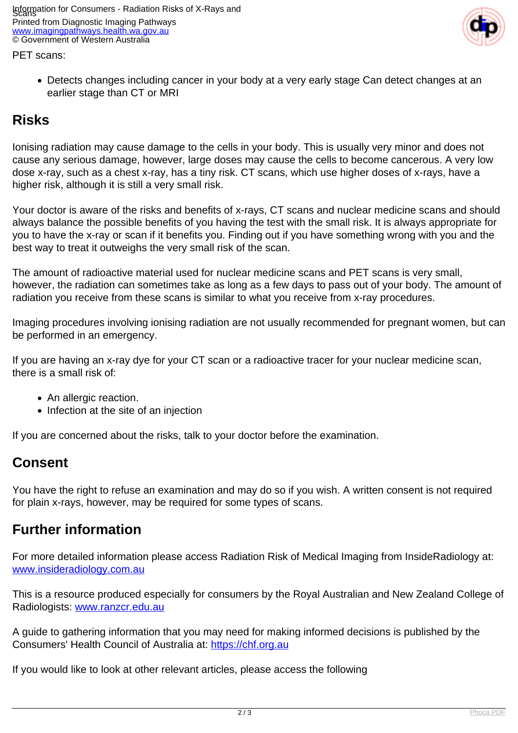PET scans:

- Detects changes including cancer in your body at a very early stage Can detect changes at an earlier stage than CT or MRI

## Risks

Ionising radiation may cause damage to the cells in your body. This is usually very minor and does not cause any serious damage, however, large doses may cause the cells to become cancerous. A very low dose x-ray, such as a chest x-ray, has a tiny risk. CT scans, which use higher doses of x-rays, have a higher risk, although it is still a very small risk.

Your doctor is aware of the risks and benefits of x-rays, CT scans and nuclear medicine scans and should always balance the possible benefits of you having the test with the small risk. It is always appropriate for you to have the x-ray or scan if it benefits you. Finding out if you have something wrong with you and the best way to treat it outweighs the very small risk of the scan.

The amount of radioactive material used for nuclear medicine scans and PET scans is very small, however, the radiation can sometimes take as long as a few days to pass out of your body. The amount of radiation you receive from these scans is similar to what you receive from x-ray procedures.

Imaging procedures involving ionising radiation are not usually recommended for pregnant women, but can be performed in an emergency.

If you are having an x-ray dye for your CT scan or a radioactive tracer for your nuclear medicine scan, there is a small risk of:

- An allergic reaction.
- Infection at the site of an injection

If you are concerned about the risks, talk to your doctor before the examination.

## Consent

You have the right to refuse an examination and may do so if you wish. A written consent is not required for plain x-rays, however, may be required for some types of scans.

## Further information

For more detailed information please access Radiation Risk of Medical Imaging from InsideRadiology at: www.insideradiology.com.au

This is a resource produced especially for consumers by the Royal Australian and New Zealand College of Radiologists: www.ranzcr.edu.au

A guide to gathering information that you may need for making informed decisions is published by the Consumers' Health Council of Australia at: https://chf.org.au

If you would like to look at other relevant articles, please access the following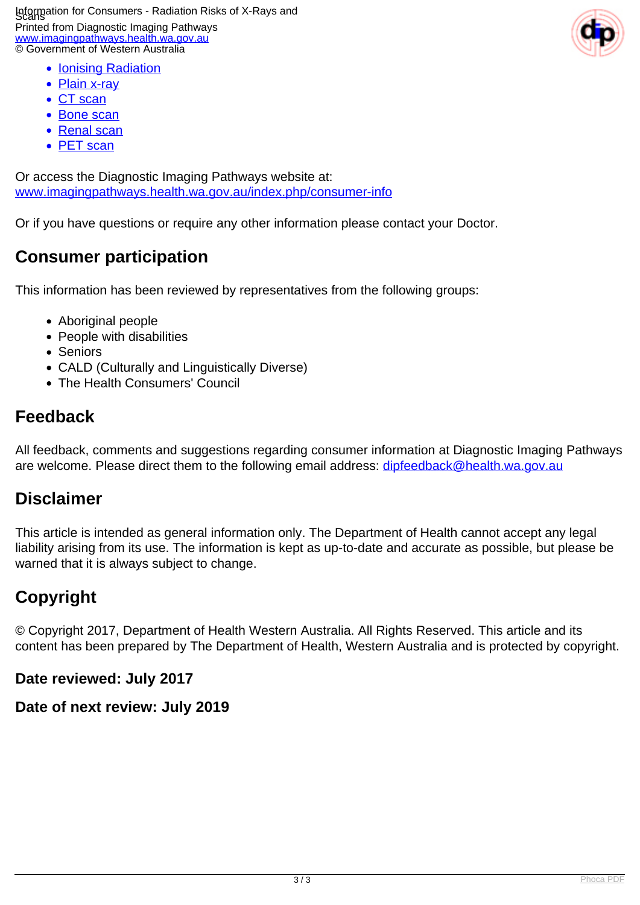- Ionising Radiation
- Plain x-ray
- CT scan
- Bone scan
- Renal scan
- PET scan

Or access the Diagnostic Imaging Pathways website at:
www.imagingpathways.health.wa.gov.au/index.php/consumer-info

Or if you have questions or require any other information please contact your Doctor.

## Consumer participation

This information has been reviewed by representatives from the following groups:

- Aboriginal people
- People with disabilities
- Seniors
- CALD (Culturally and Linguistically Diverse)
- The Health Consumers' Council

## Feedback

All feedback, comments and suggestions regarding consumer information at Diagnostic Imaging Pathways are welcome. Please direct them to the following email address: dipfeedback@health.wa.gov.au

## Disclaimer

This article is intended as general information only. The Department of Health cannot accept any legal liability arising from its use. The information is kept as up-to-date and accurate as possible, but please be warned that it is always subject to change.

## Copyright

© Copyright 2017, Department of Health Western Australia. All Rights Reserved. This article and its content has been prepared by The Department of Health, Western Australia and is protected by copyright.

**Date reviewed: July 2017**

**Date of next review: July 2019**